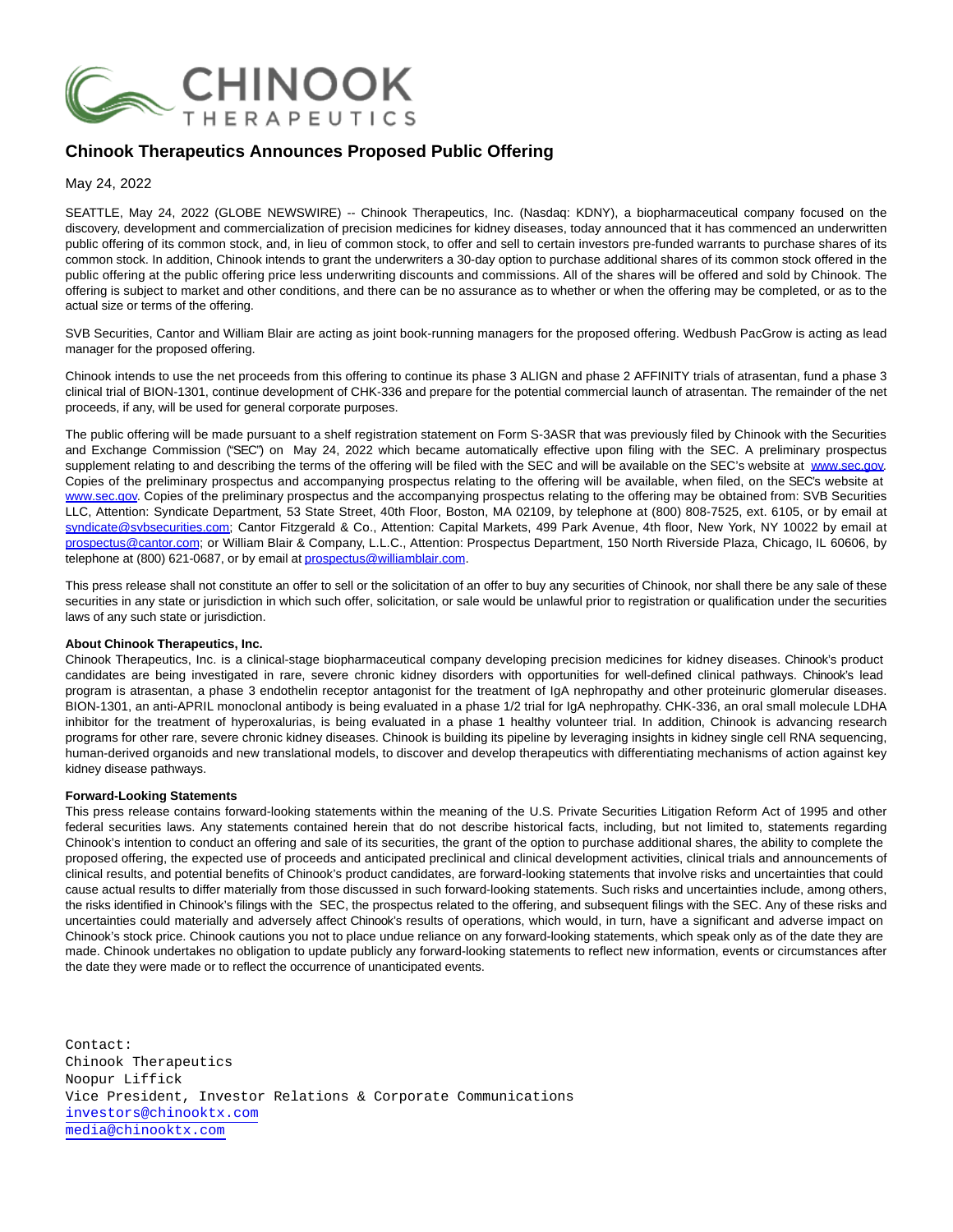# Chinook Therapeutics Announces Proposed Public Offering

May 24, 2022

SEATTLE, May 24, 2022 (GLOBE NEWSWIRE) -- Chinook Therapeutics, Inc. (Nasdaq: KDNY), a biopharmaceutical company focused on the discovery, development and commercialization of precision medicines for kidney diseases, today announced that it has commenced an underwritten public offering of its common stock, and, in lieu of common stock, to offer and sell to certain investors pre-funded warrants to purchase shares of its common stock. In addition, Chinook intends to grant the underwriters a 30-day option to purchase additional shares of its common stock offered in the public offering at the public offering price less underwriting discounts and commissions. All of the shares will be offered and sold by Chinook. The offering is subject to market and other conditions, and there can be no assurance as to whether or when the offering may be completed, or as to the actual size or terms of the offering.

SVB Securities, Cantor and William Blair are acting as joint book-running managers for the proposed offering. Wedbush PacGrow is acting as lead manager for the proposed offering.

Chinook intends to use the net proceeds from this offering to continue its phase 3 ALIGN and phase 2 AFFINITY trials of atrasentan, fund a phase 3 clinical trial of BION-1301, continue development of CHK-336 and prepare for the potential commercial launch of atrasentan. The remainder of the net proceeds, if any, will be used for general corporate purposes.

The public offering will be made pursuant to a shelf registration statement on Form S-3ASR that was previously filed by Chinook with the Securities and Exchange Commission ("SEC") on May 24, 2022 which became automatically effective upon filing with the SEC. A preliminary prospectus supplement relating to and describing the terms of the offering will be filed with the SEC and will be available on the SEC's website at www.sec.gov. Copies of the preliminary prospectus and accompanying prospectus relating to the offering will be available, when filed, on the SEC's website at www.sec.gov. Copies of the preliminary prospectus and the accompanying prospectus relating to the offering may be obtained from: SVB Securities LLC, Attention: Syndicate Department, 53 State Street, 40th Floor, Boston, MA 02109, by telephone at (800) 808-7525, ext. 6105, or by email at syndicate@svbsecurities.com; Cantor Fitzgerald & Co., Attention: Capital Markets, 499 Park Avenue, 4th floor, New York, NY 10022 by email at prospectus@cantor.com; or William Blair & Company, L.L.C., Attention: Prospectus Department, 150 North Riverside Plaza, Chicago, IL 60606, by telephone at (800) 621-0687, or by email at prospectus@williamblair.com.

This press release shall not constitute an offer to sell or the solicitation of an offer to buy any securities of Chinook, nor shall there be any sale of these securities in any state or jurisdiction in which such offer, solicitation, or sale would be unlawful prior to registration or qualification under the securities laws of any such state or jurisdiction.

**About Chinook Therapeutics, Inc.**

Chinook Therapeutics, Inc. is a clinical-stage biopharmaceutical company developing precision medicines for kidney diseases. Chinook's product candidates are being investigated in rare, severe chronic kidney disorders with opportunities for well-defined clinical pathways. Chinook's lead program is atrasentan, a phase 3 endothelin receptor antagonist for the treatment of IgA nephropathy and other proteinuric glomerular diseases. BION-1301, an anti-APRIL monoclonal antibody is being evaluated in a phase 1/2 trial for IgA nephropathy. CHK-336, an oral small molecule LDHA inhibitor for the treatment of hyperoxalurias, is being evaluated in a phase 1 healthy volunteer trial. In addition, Chinook is advancing research programs for other rare, severe chronic kidney diseases. Chinook is building its pipeline by leveraging insights in kidney single cell RNA sequencing, human-derived organoids and new translational models, to discover and develop therapeutics with differentiating mechanisms of action against key kidney disease pathways.

**Forward-Looking Statements**

This press release contains forward-looking statements within the meaning of the U.S. Private Securities Litigation Reform Act of 1995 and other federal securities laws. Any statements contained herein that do not describe historical facts, including, but not limited to, statements regarding Chinook's intention to conduct an offering and sale of its securities, the grant of the option to purchase additional shares, the ability to complete the proposed offering, the expected use of proceeds and anticipated preclinical and clinical development activities, clinical trials and announcements of clinical results, and potential benefits of Chinook's product candidates, are forward-looking statements that involve risks and uncertainties that could cause actual results to differ materially from those discussed in such forward-looking statements. Such risks and uncertainties include, among others, the risks identified in Chinook's filings with the SEC, the prospectus related to the offering, and subsequent filings with the SEC. Any of these risks and uncertainties could materially and adversely affect Chinook's results of operations, which would, in turn, have a significant and adverse impact on Chinook's stock price. Chinook cautions you not to place undue reliance on any forward-looking statements, which speak only as of the date they are made. Chinook undertakes no obligation to update publicly any forward-looking statements to reflect new information, events or circumstances after the date they were made or to reflect the occurrence of unanticipated events.

Contact:
Chinook Therapeutics
Noopur Liffick
Vice President, Investor Relations & Corporate Communications
investors@chinooktx.com
media@chinooktx.com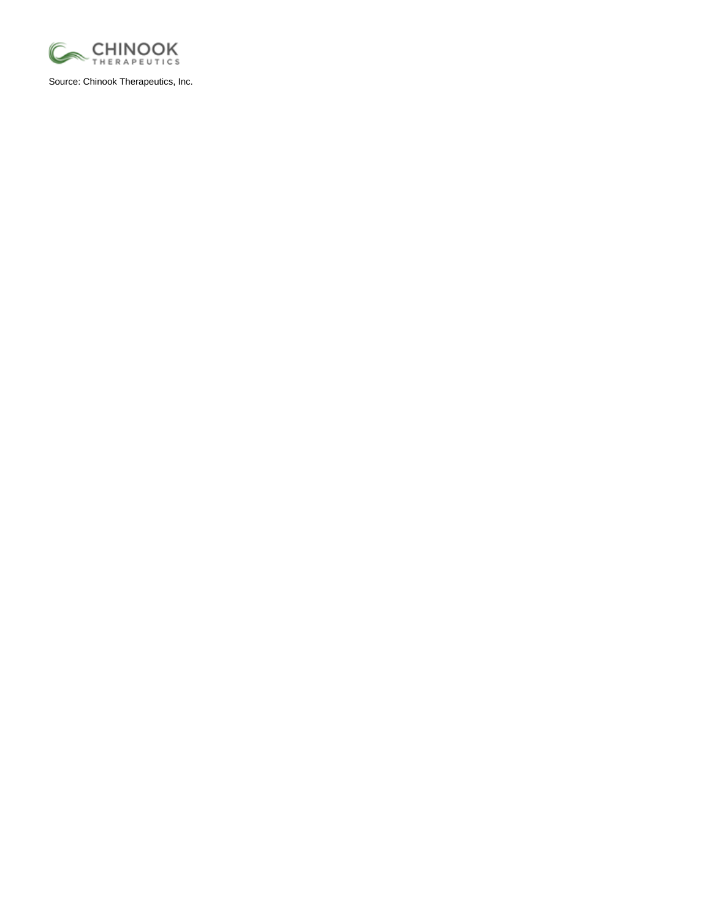Source: Chinook Therapeutics, Inc.